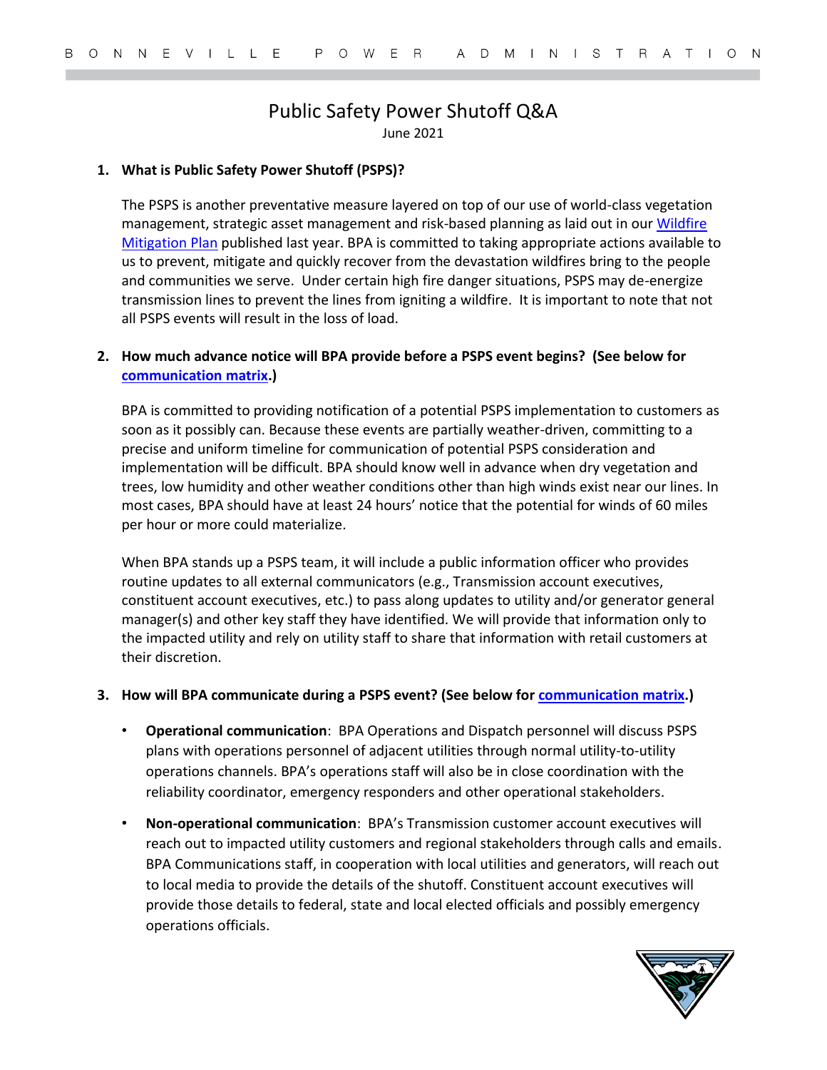# Public Safety Power Shutoff Q&A

June 2021

1. **What is Public Safety Power Shutoff (PSPS)?**

   The PSPS is another preventative measure layered on top of our use of world-class vegetation management, strategic asset management and risk-based planning as laid out in our Wildfire Mitigation Plan published last year. BPA is committed to taking appropriate actions available to us to prevent, mitigate and quickly recover from the devastation wildfires bring to the people and communities we serve. Under certain high fire danger situations, PSPS may de-energize transmission lines to prevent the lines from igniting a wildfire. It is important to note that not all PSPS events will result in the loss of load.

2. **How much advance notice will BPA provide before a PSPS event begins? (See below for communication matrix.)**

   BPA is committed to providing notification of a potential PSPS implementation to customers as soon as it possibly can. Because these events are partially weather-driven, committing to a precise and uniform timeline for communication of potential PSPS consideration and implementation will be difficult. BPA should know well in advance when dry vegetation and trees, low humidity and other weather conditions other than high winds exist near our lines. In most cases, BPA should have at least 24 hours' notice that the potential for winds of 60 miles per hour or more could materialize.

   When BPA stands up a PSPS team, it will include a public information officer who provides routine updates to all external communicators (e.g., Transmission account executives, constituent account executives, etc.) to pass along updates to utility and/or generator general manager(s) and other key staff they have identified. We will provide that information only to the impacted utility and rely on utility staff to share that information with retail customers at their discretion.

3. **How will BPA communicate during a PSPS event? (See below for communication matrix.)**

   - **Operational communication**: BPA Operations and Dispatch personnel will discuss PSPS plans with operations personnel of adjacent utilities through normal utility-to-utility operations channels. BPA's operations staff will also be in close coordination with the reliability coordinator, emergency responders and other operational stakeholders.
   - **Non-operational communication**: BPA's Transmission customer account executives will reach out to impacted utility customers and regional stakeholders through calls and emails. BPA Communications staff, in cooperation with local utilities and generators, will reach out to local media to provide the details of the shutoff. Constituent account executives will provide those details to federal, state and local elected officials and possibly emergency operations officials.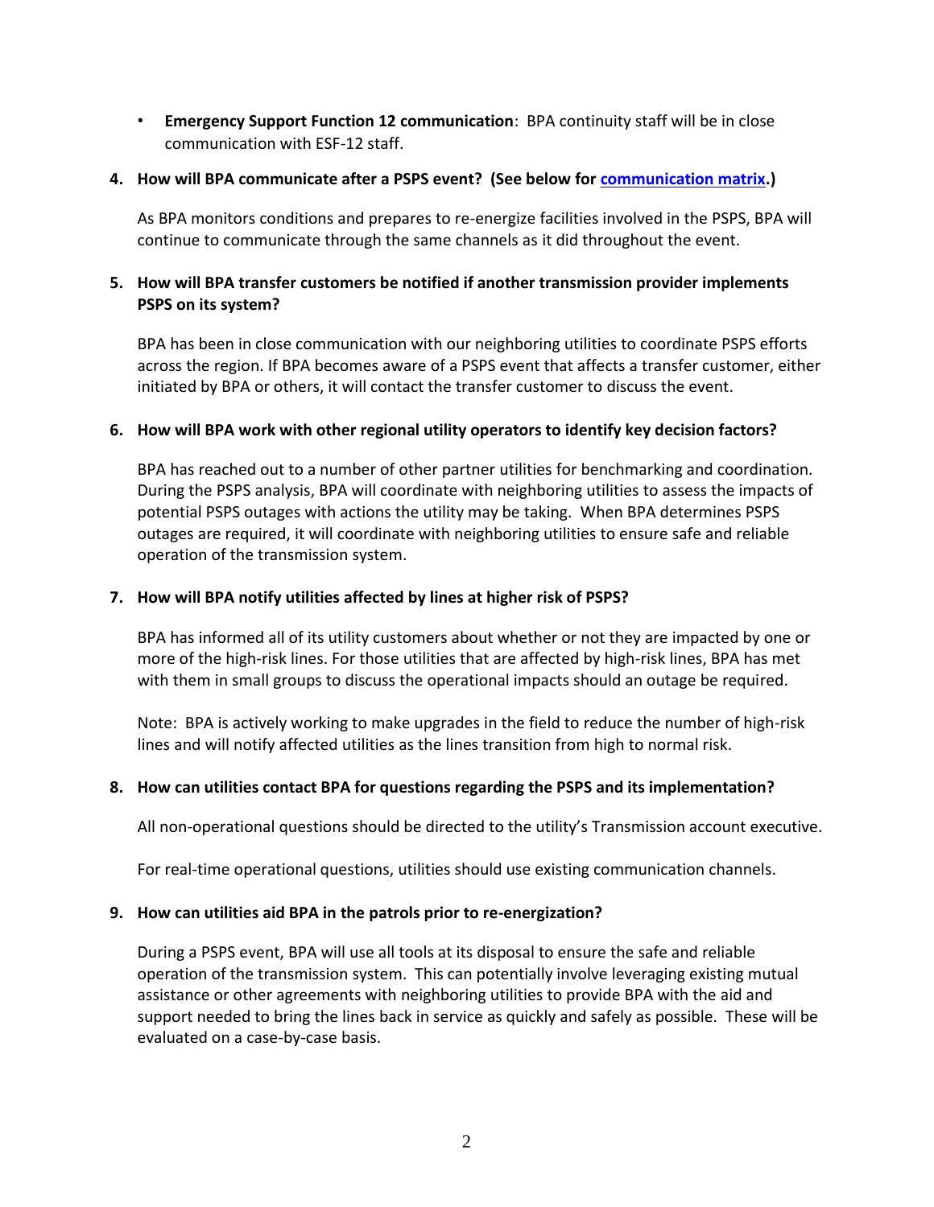- **Emergency Support Function 12 communication**: BPA continuity staff will be in close communication with ESF-12 staff.

**4. How will BPA communicate after a PSPS event? (See below for communication matrix.)**

As BPA monitors conditions and prepares to re-energize facilities involved in the PSPS, BPA will continue to communicate through the same channels as it did throughout the event.

**5. How will BPA transfer customers be notified if another transmission provider implements PSPS on its system?**

BPA has been in close communication with our neighboring utilities to coordinate PSPS efforts across the region. If BPA becomes aware of a PSPS event that affects a transfer customer, either initiated by BPA or others, it will contact the transfer customer to discuss the event.

**6. How will BPA work with other regional utility operators to identify key decision factors?**

BPA has reached out to a number of other partner utilities for benchmarking and coordination. During the PSPS analysis, BPA will coordinate with neighboring utilities to assess the impacts of potential PSPS outages with actions the utility may be taking. When BPA determines PSPS outages are required, it will coordinate with neighboring utilities to ensure safe and reliable operation of the transmission system.

**7. How will BPA notify utilities affected by lines at higher risk of PSPS?**

BPA has informed all of its utility customers about whether or not they are impacted by one or more of the high-risk lines. For those utilities that are affected by high-risk lines, BPA has met with them in small groups to discuss the operational impacts should an outage be required.

Note: BPA is actively working to make upgrades in the field to reduce the number of high-risk lines and will notify affected utilities as the lines transition from high to normal risk.

**8. How can utilities contact BPA for questions regarding the PSPS and its implementation?**

All non-operational questions should be directed to the utility's Transmission account executive.

For real-time operational questions, utilities should use existing communication channels.

**9. How can utilities aid BPA in the patrols prior to re-energization?**

During a PSPS event, BPA will use all tools at its disposal to ensure the safe and reliable operation of the transmission system. This can potentially involve leveraging existing mutual assistance or other agreements with neighboring utilities to provide BPA with the aid and support needed to bring the lines back in service as quickly and safely as possible. These will be evaluated on a case-by-case basis.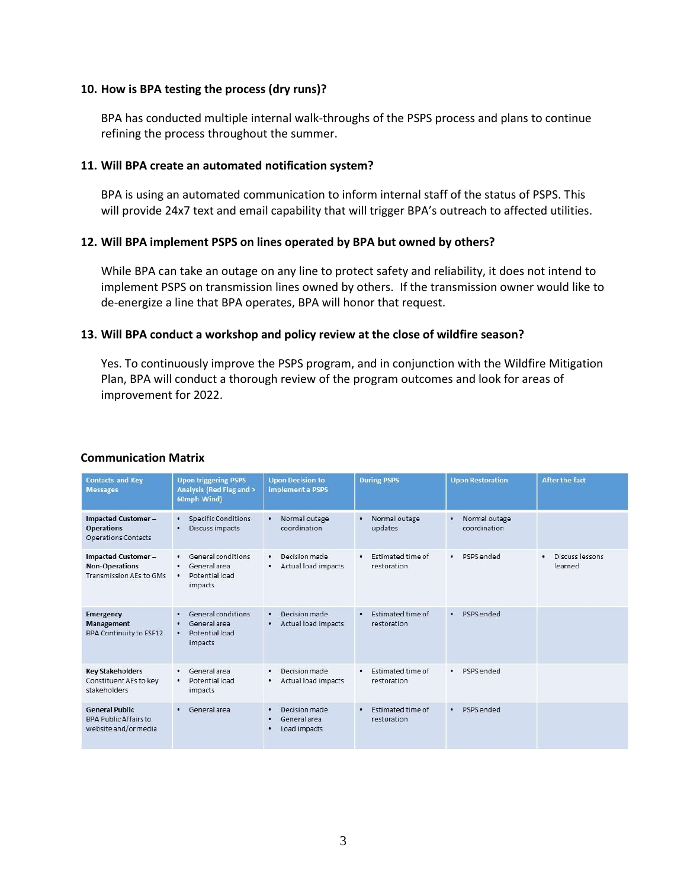**10. How is BPA testing the process (dry runs)?**

BPA has conducted multiple internal walk-throughs of the PSPS process and plans to continue refining the process throughout the summer.

**11. Will BPA create an automated notification system?**

BPA is using an automated communication to inform internal staff of the status of PSPS. This will provide 24x7 text and email capability that will trigger BPA's outreach to affected utilities.

**12. Will BPA implement PSPS on lines operated by BPA but owned by others?**

While BPA can take an outage on any line to protect safety and reliability, it does not intend to implement PSPS on transmission lines owned by others. If the transmission owner would like to de-energize a line that BPA operates, BPA will honor that request.

**13. Will BPA conduct a workshop and policy review at the close of wildfire season?**

Yes. To continuously improve the PSPS program, and in conjunction with the Wildfire Mitigation Plan, BPA will conduct a thorough review of the program outcomes and look for areas of improvement for 2022.

**Communication Matrix**

| Contacts and Key Messages | Upon triggering PSPS Analysis (Red Flag and > 60mph Wind) | Upon Decision to implement a PSPS | During PSPS | Upon Restoration | After the fact |
|---|---|---|---|---|---|
| **Impacted Customer – Operations** Operations Contacts | • Specific Conditions<br>• Discuss impacts | • Normal outage coordination | • Normal outage updates | • Normal outage coordination | |
| **Impacted Customer – Non-Operations** Transmission AEs to GMs | • General conditions<br>• General area<br>• Potential load impacts | • Decision made<br>• Actual load impacts | • Estimated time of restoration | • PSPS ended | • Discuss lessons learned |
| **Emergency Management** BPA Continuity to ESF12 | • General conditions<br>• General area<br>• Potential load impacts | • Decision made<br>• Actual load impacts | • Estimated time of restoration | • PSPS ended | |
| **Key Stakeholders** Constituent AEs to key stakeholders | • General area<br>• Potential load impacts | • Decision made<br>• Actual load impacts | • Estimated time of restoration | • PSPS ended | |
| **General Public** BPA Public Affairs to website and/or media | • General area | • Decision made<br>• General area<br>• Load impacts | • Estimated time of restoration | • PSPS ended | |